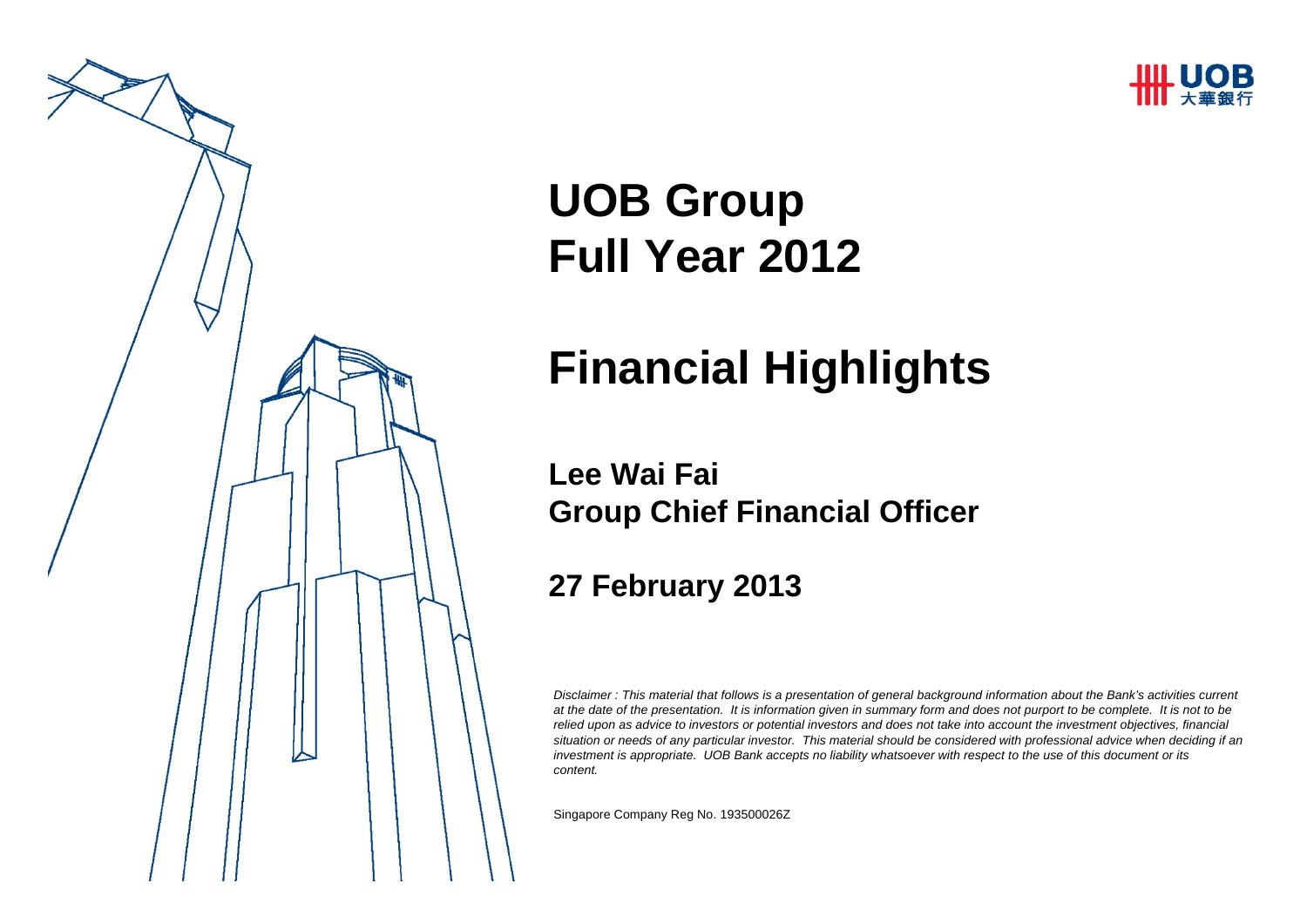# UOB Group Full Year 2012

# Financial Highlights

**Lee Wai Fai**
**Group Chief Financial Officer**

**27 February 2013**

*Disclaimer : This material that follows is a presentation of general background information about the Bank's activities current at the date of the presentation. It is information given in summary form and does not purport to be complete. It is not to be relied upon as advice to investors or potential investors and does not take into account the investment objectives, financial situation or needs of any particular investor. This material should be considered with professional advice when deciding if an investment is appropriate. UOB Bank accepts no liability whatsoever with respect to the use of this document or its content.*

Singapore Company Reg No. 193500026Z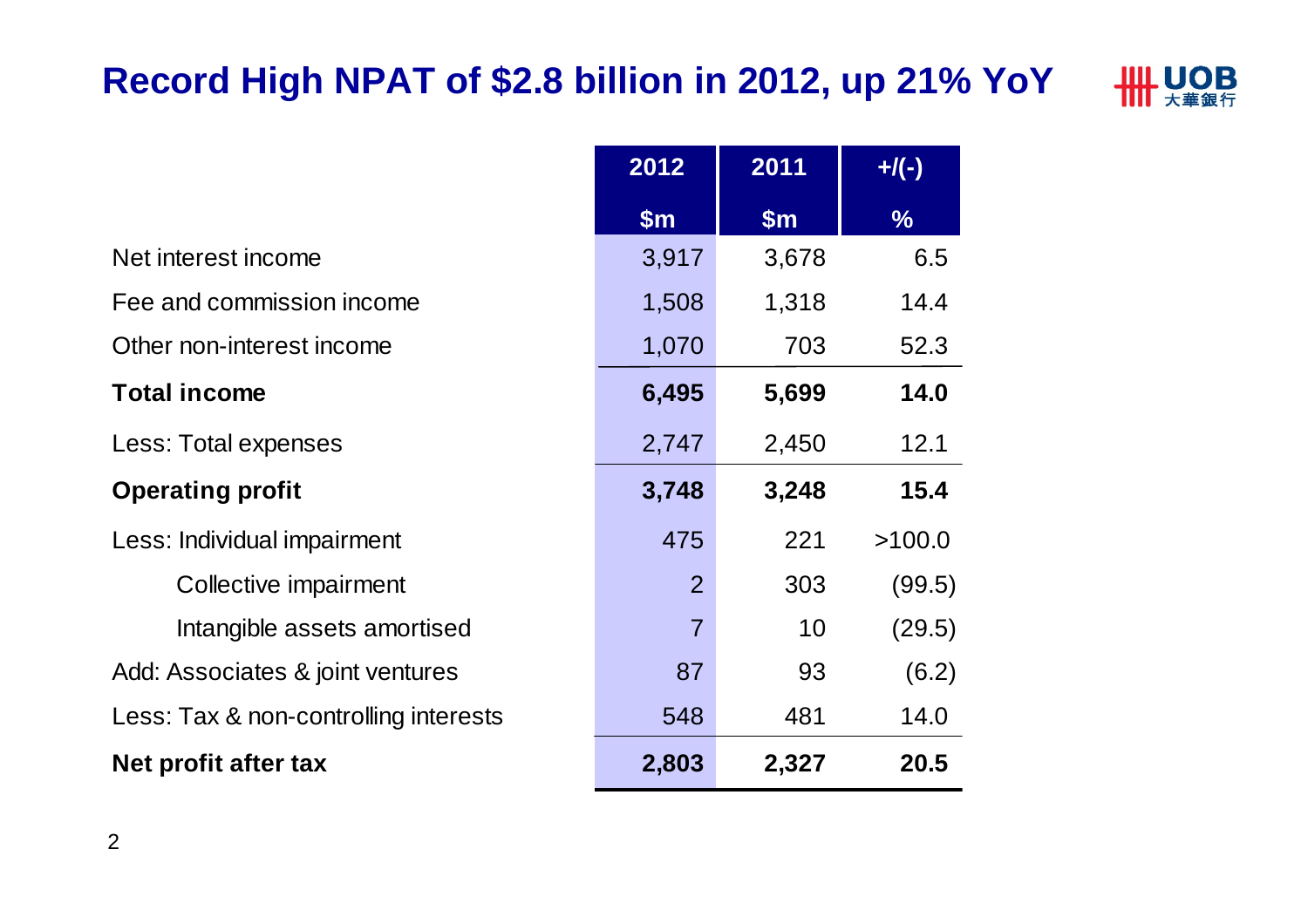# Record High NPAT of $2.8 billion in 2012, up 21% YoY

| | 2012 | 2011 | +/(-) |
|---|---|---|---|
| | $m | $m | % |
| Net interest income | 3,917 | 3,678 | 6.5 |
| Fee and commission income | 1,508 | 1,318 | 14.4 |
| Other non-interest income | 1,070 | 703 | 52.3 |
| **Total income** | **6,495** | **5,699** | **14.0** |
| Less: Total expenses | 2,747 | 2,450 | 12.1 |
| **Operating profit** | **3,748** | **3,248** | **15.4** |
| Less: Individual impairment | 475 | 221 | >100.0 |
| Collective impairment | 2 | 303 | (99.5) |
| Intangible assets amortised | 7 | 10 | (29.5) |
| Add: Associates & joint ventures | 87 | 93 | (6.2) |
| Less: Tax & non-controlling interests | 548 | 481 | 14.0 |
| **Net profit after tax** | **2,803** | **2,327** | **20.5** |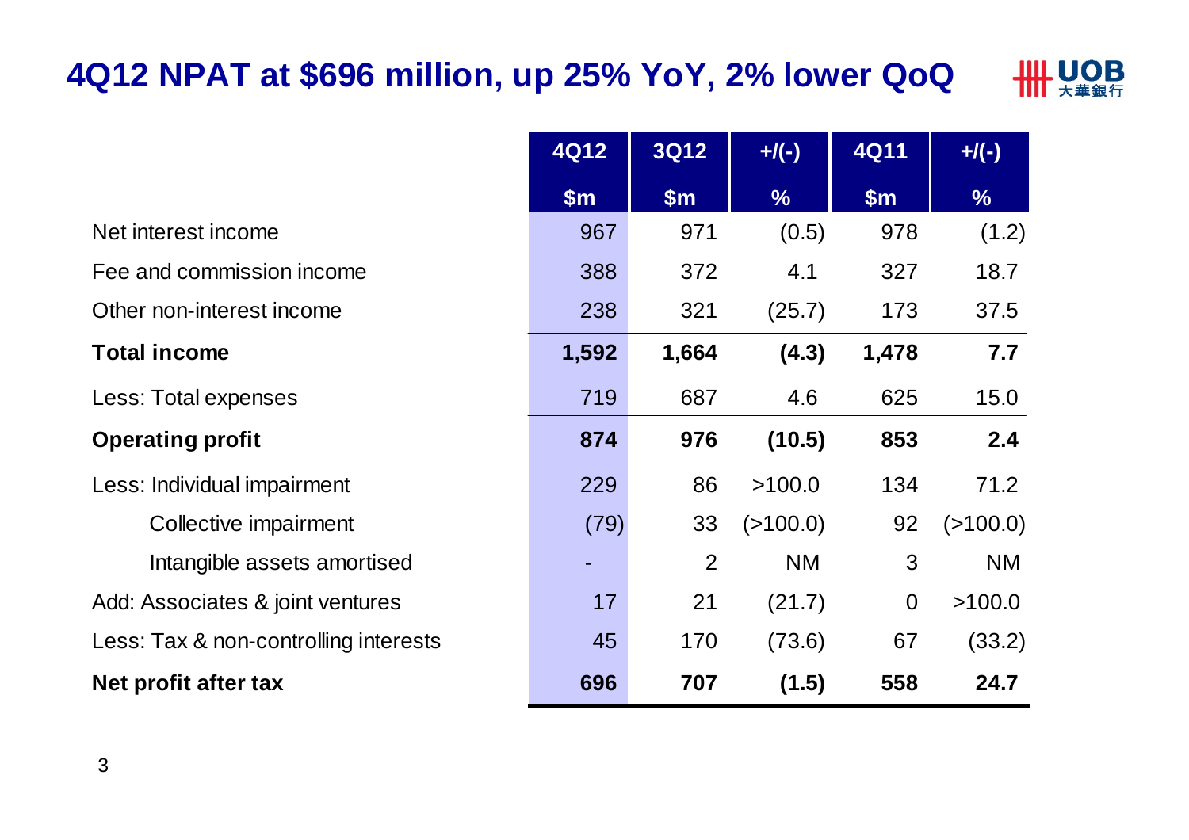# 4Q12 NPAT at $696 million, up 25% YoY, 2% lower QoQ

| | 4Q12 | 3Q12 | +/(-) | 4Q11 | +/(-) |
|---|---|---|---|---|---|
| | $m | $m | % | $m | % |
| Net interest income | 967 | 971 | (0.5) | 978 | (1.2) |
| Fee and commission income | 388 | 372 | 4.1 | 327 | 18.7 |
| Other non-interest income | 238 | 321 | (25.7) | 173 | 37.5 |
| **Total income** | **1,592** | **1,664** | **(4.3)** | **1,478** | **7.7** |
| Less: Total expenses | 719 | 687 | 4.6 | 625 | 15.0 |
| **Operating profit** | **874** | **976** | **(10.5)** | **853** | **2.4** |
| Less: Individual impairment | 229 | 86 | >100.0 | 134 | 71.2 |
| Collective impairment | (79) | 33 | (>100.0) | 92 | (>100.0) |
| Intangible assets amortised | - | 2 | NM | 3 | NM |
| Add: Associates & joint ventures | 17 | 21 | (21.7) | 0 | >100.0 |
| Less: Tax & non-controlling interests | 45 | 170 | (73.6) | 67 | (33.2) |
| **Net profit after tax** | **696** | **707** | **(1.5)** | **558** | **24.7** |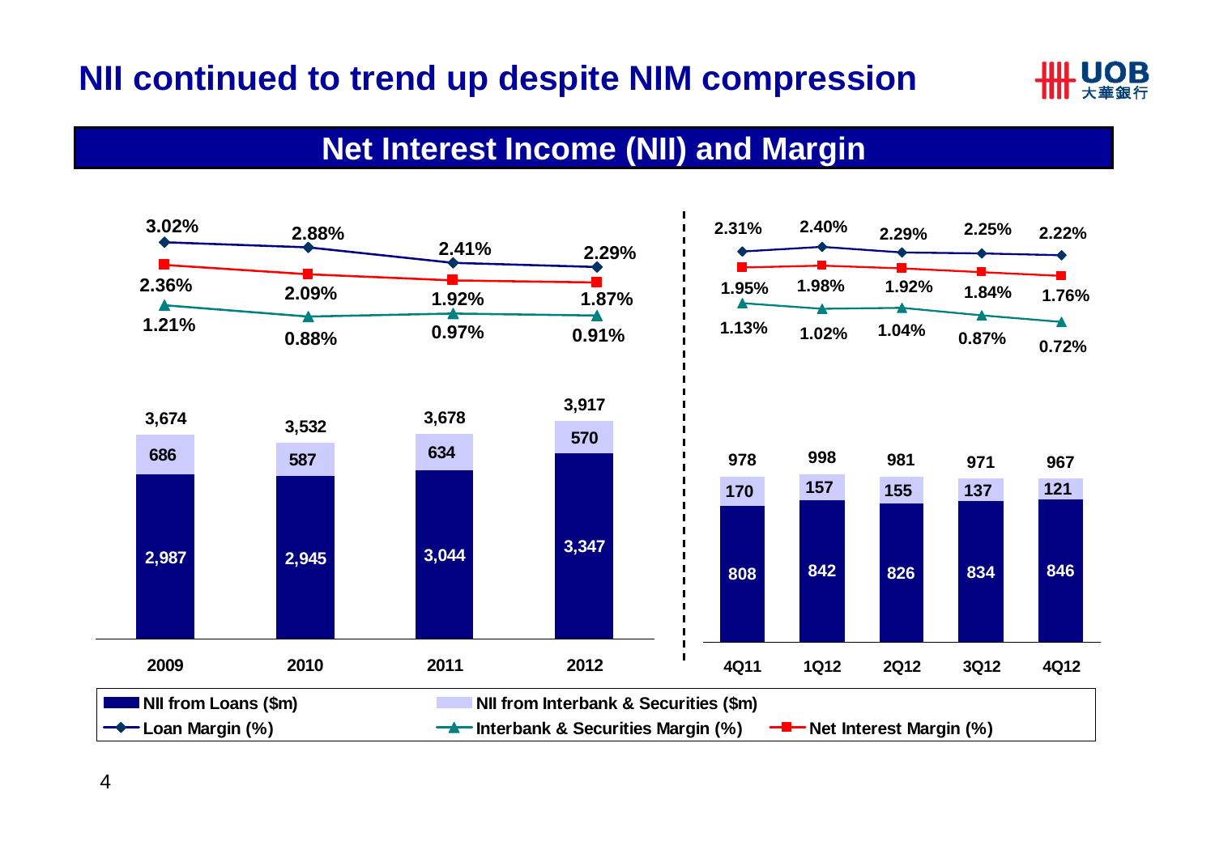# NII continued to trend up despite NIM compression

## Net Interest Income (NII) and Margin

| | 2009 | 2010 | 2011 | 2012 |
|---|---|---|---|---|
| Loan Margin (%) | 3.02% | 2.88% | 2.41% | 2.29% |
| Net Interest Margin (%) | 2.36% | 2.09% | 1.92% | 1.87% |
| Interbank & Securities Margin (%) | 1.21% | 0.88% | 0.97% | 0.91% |
| NII from Interbank & Securities ($m) | 686 | 587 | 634 | 570 |
| NII from Loans ($m) | 2,987 | 2,945 | 3,044 | 3,347 |
| Total NII ($m) | 3,674 | 3,532 | 3,678 | 3,917 |

| | 4Q11 | 1Q12 | 2Q12 | 3Q12 | 4Q12 |
|---|---|---|---|---|---|
| Loan Margin (%) | 2.31% | 2.40% | 2.29% | 2.25% | 2.22% |
| Net Interest Margin (%) | 1.95% | 1.98% | 1.92% | 1.84% | 1.76% |
| Interbank & Securities Margin (%) | 1.13% | 1.02% | 1.04% | 0.87% | 0.72% |
| NII from Interbank & Securities ($m) | 170 | 157 | 155 | 137 | 121 |
| NII from Loans ($m) | 808 | 842 | 826 | 834 | 846 |
| Total NII ($m) | 978 | 998 | 981 | 971 | 967 |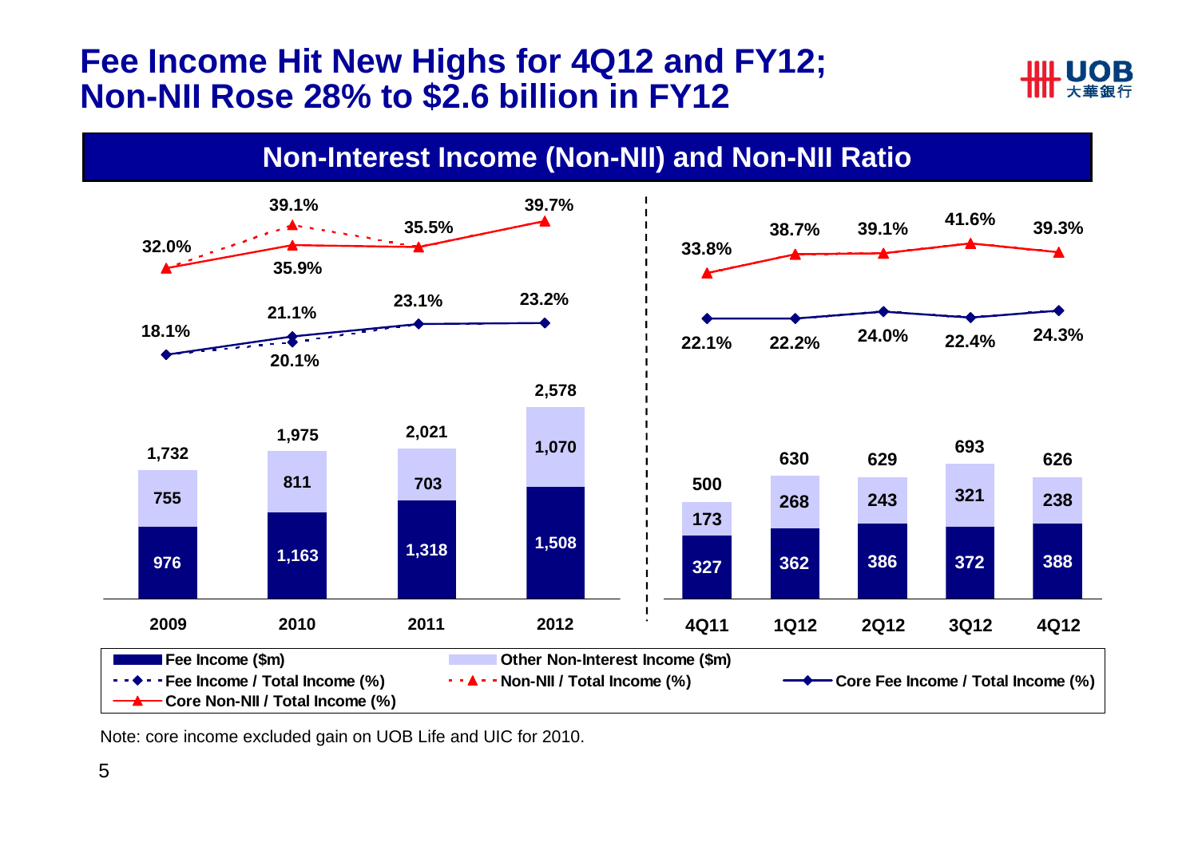# Fee Income Hit New Highs for 4Q12 and FY12; Non-NII Rose 28% to $2.6 billion in FY12

## Non-Interest Income (Non-NII) and Non-NII Ratio

| | 2009 | 2010 | 2011 | 2012 |
|---|---|---|---|---|
| Fee Income ($m) | 976 | 1,163 | 1,318 | 1,508 |
| Other Non-Interest Income ($m) | 755 | 811 | 703 | 1,070 |
| Total Non-NII ($m) | 1,732 | 1,975 | 2,021 | 2,578 |
| Fee Income / Total Income (%) | 18.1% | 20.1% | 23.1% | 23.2% |
| Core Fee Income / Total Income (%) | 18.1% | 21.1% | 23.1% | 23.2% |
| Non-NII / Total Income (%) | 32.0% | 39.1% | 35.5% | 39.7% |
| Core Non-NII / Total Income (%) | 32.0% | 35.9% | 35.5% | 39.7% |

| | 4Q11 | 1Q12 | 2Q12 | 3Q12 | 4Q12 |
|---|---|---|---|---|---|
| Fee Income ($m) | 327 | 362 | 386 | 372 | 388 |
| Other Non-Interest Income ($m) | 173 | 268 | 243 | 321 | 238 |
| Total Non-NII ($m) | 500 | 630 | 629 | 693 | 626 |
| Core Fee Income / Total Income (%) | 22.1% | 22.2% | 24.0% | 22.4% | 24.3% |
| Core Non-NII / Total Income (%) | 33.8% | 38.7% | 39.1% | 41.6% | 39.3% |

Note: core income excluded gain on UOB Life and UIC for 2010.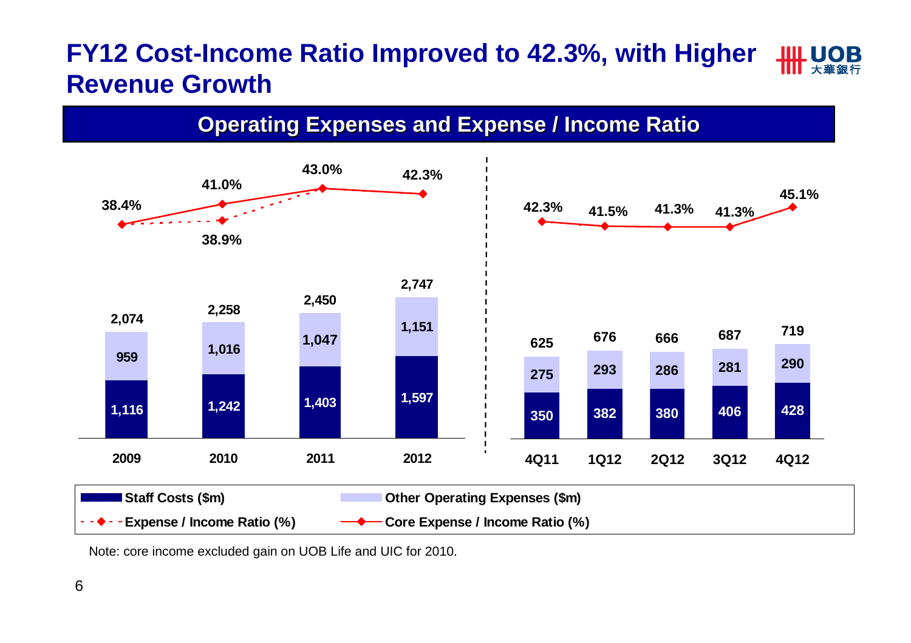# FY12 Cost-Income Ratio Improved to 42.3%, with Higher Revenue Growth

## Operating Expenses and Expense / Income Ratio

| | 2009 | 2010 | 2011 | 2012 |
|---|---|---|---|---|
| Staff Costs ($m) | 1,116 | 1,242 | 1,403 | 1,597 |
| Other Operating Expenses ($m) | 959 | 1,016 | 1,047 | 1,151 |
| Total ($m) | 2,074 | 2,258 | 2,450 | 2,747 |
| Expense / Income Ratio (%) | 38.4% | 38.9% | 43.0% | 42.3% |
| Core Expense / Income Ratio (%) | 38.4% | 41.0% | 43.0% | 42.3% |

| | 4Q11 | 1Q12 | 2Q12 | 3Q12 | 4Q12 |
|---|---|---|---|---|---|
| Staff Costs ($m) | 350 | 382 | 380 | 406 | 428 |
| Other Operating Expenses ($m) | 275 | 293 | 286 | 281 | 290 |
| Total ($m) | 625 | 676 | 666 | 687 | 719 |
| Core Expense / Income Ratio (%) | 42.3% | 41.5% | 41.3% | 41.3% | 45.1% |

Note: core income excluded gain on UOB Life and UIC for 2010.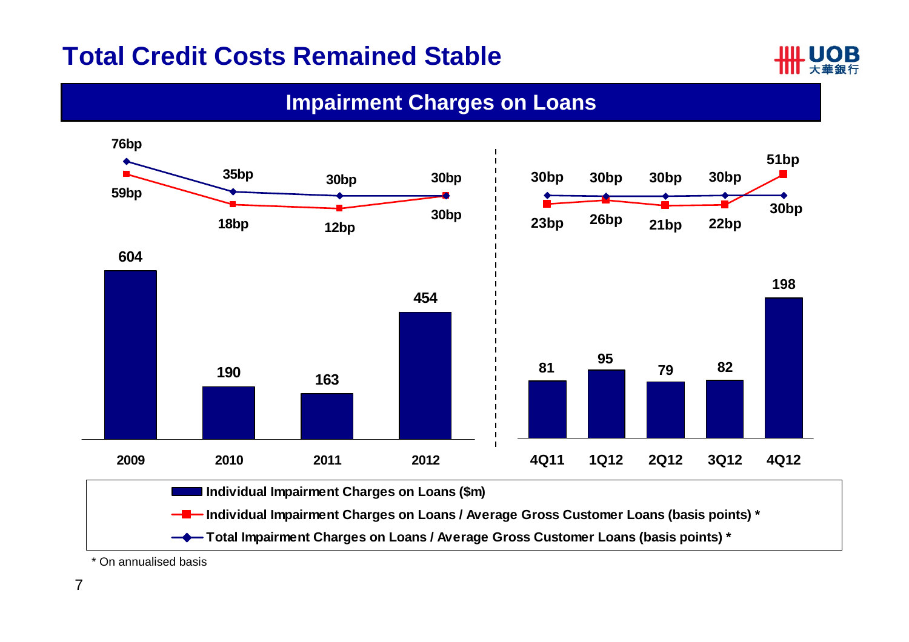# Total Credit Costs Remained Stable

## Impairment Charges on Loans

| | 2009 | 2010 | 2011 | 2012 | 4Q11 | 1Q12 | 2Q12 | 3Q12 | 4Q12 |
|---|---|---|---|---|---|---|---|---|---|
| Individual Impairment Charges on Loans ($m) | 604 | 190 | 163 | 454 | 81 | 95 | 79 | 82 | 198 |
| Individual Impairment Charges on Loans / Average Gross Customer Loans (basis points) * | 59bp | 18bp | 12bp | 30bp | 23bp | 26bp | 21bp | 22bp | 51bp |
| Total Impairment Charges on Loans / Average Gross Customer Loans (basis points) * | 76bp | 35bp | 30bp | 30bp | 30bp | 30bp | 30bp | 30bp | 30bp |

\* On annualised basis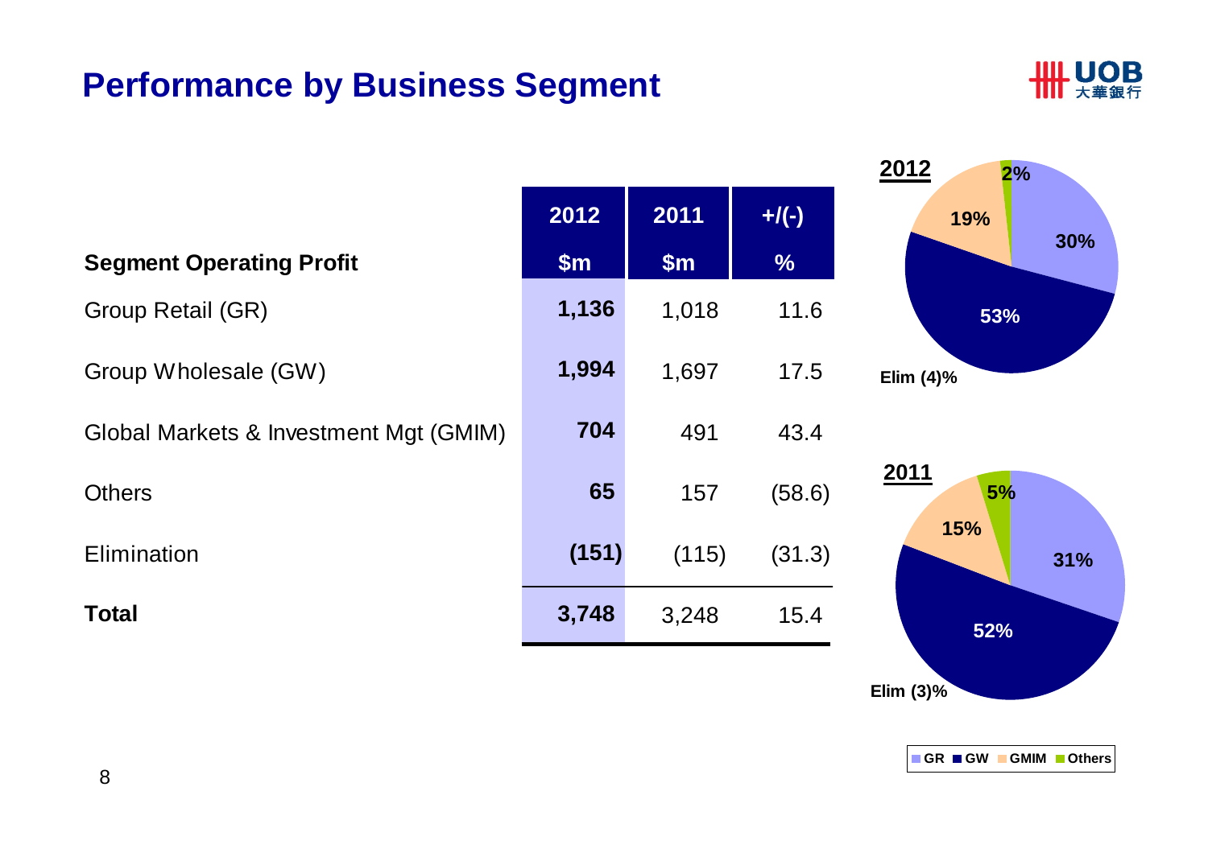# Performance by Business Segment

| Segment Operating Profit | 2012 $m | 2011 $m | +/(-) % |
|---|---|---|---|
| Group Retail (GR) | **1,136** | 1,018 | 11.6 |
| Group Wholesale (GW) | **1,994** | 1,697 | 17.5 |
| Global Markets & Investment Mgt (GMIM) | **704** | 491 | 43.4 |
| Others | **65** | 157 | (58.6) |
| Elimination | **(151)** | (115) | (31.3) |
| **Total** | **3,748** | 3,248 | 15.4 |

**2012**

GR 30%, GW 53%, GMIM 19%, Others 2%, Elim (4)%

**2011**

GR 31%, GW 52%, GMIM 15%, Others 5%, Elim (3)%

GR ■ GW ■ GMIM ■ Others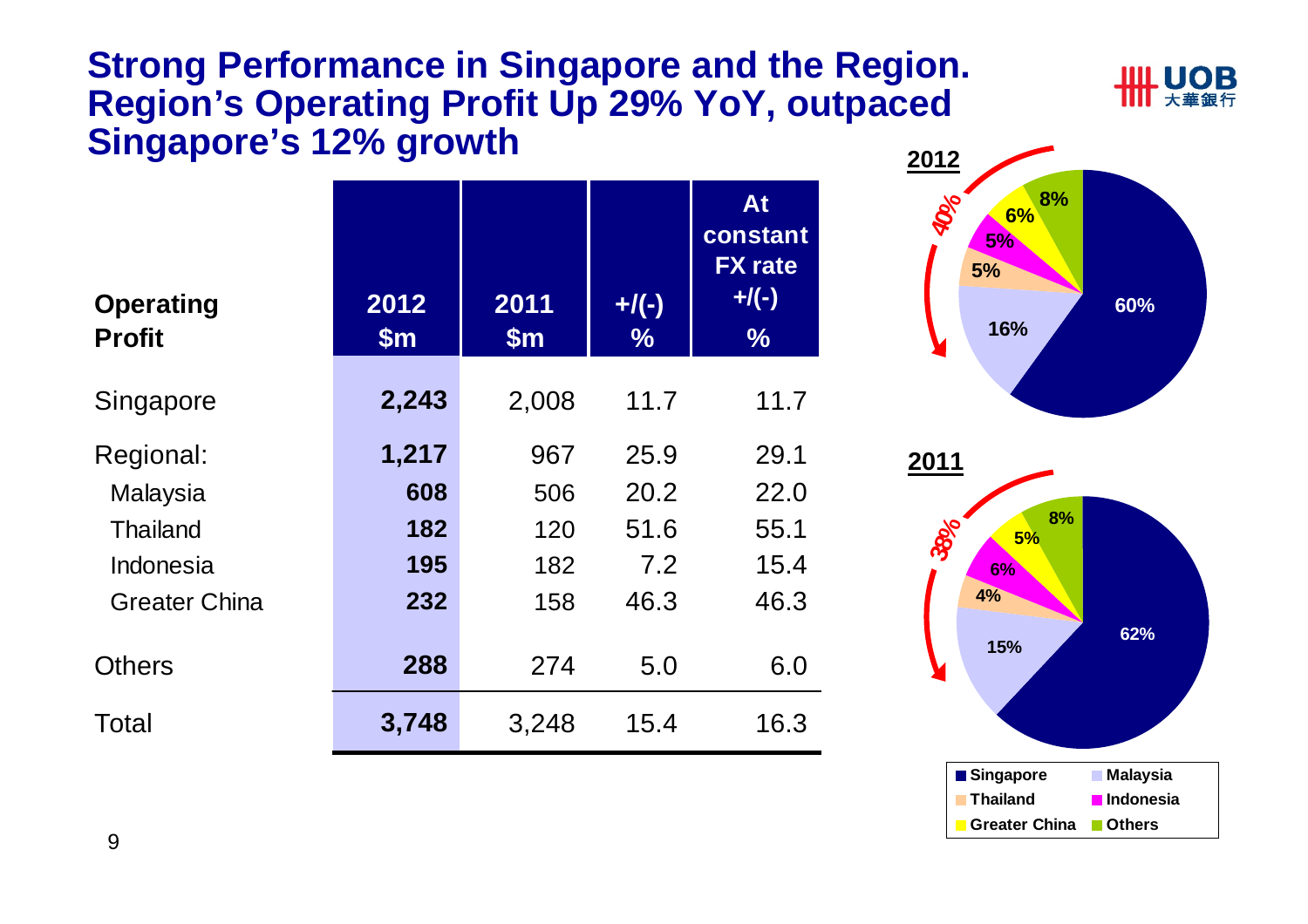# Strong Performance in Singapore and the Region. Region's Operating Profit Up 29% YoY, outpaced Singapore's 12% growth

| Operating Profit | 2012 $m | 2011 $m | +/(-) % | At constant FX rate +/(-) % |
|---|---|---|---|---|
| Singapore | **2,243** | 2,008 | 11.7 | 11.7 |
| Regional: | **1,217** | 967 | 25.9 | 29.1 |
| Malaysia | **608** | 506 | 20.2 | 22.0 |
| Thailand | **182** | 120 | 51.6 | 55.1 |
| Indonesia | **195** | 182 | 7.2 | 15.4 |
| Greater China | **232** | 158 | 46.3 | 46.3 |
| Others | **288** | 274 | 5.0 | 6.0 |
| Total | **3,748** | 3,248 | 15.4 | 16.3 |

**2012**

- Singapore: 60%
- Malaysia: 16%
- Thailand: 5%
- Indonesia: 5%
- Greater China: 6%
- Others: 8%
- Regional + Others: 40%

**2011**

- Singapore: 62%
- Malaysia: 15%
- Thailand: 4%
- Indonesia: 6%
- Greater China: 5%
- Others: 8%
- Regional + Others: 38%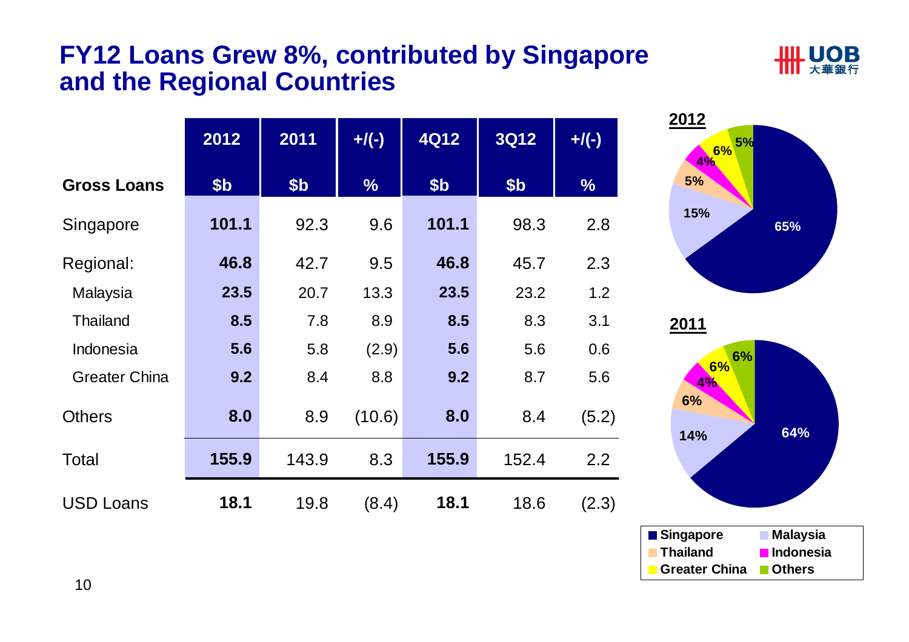# FY12 Loans Grew 8%, contributed by Singapore and the Regional Countries

| Gross Loans | 2012 $b | 2011 $b | +/(-) % | 4Q12 $b | 3Q12 $b | +/(-) % |
|---|---|---|---|---|---|---|
| Singapore | **101.1** | 92.3 | 9.6 | **101.1** | 98.3 | 2.8 |
| Regional: | **46.8** | 42.7 | 9.5 | **46.8** | 45.7 | 2.3 |
| Malaysia | **23.5** | 20.7 | 13.3 | **23.5** | 23.2 | 1.2 |
| Thailand | **8.5** | 7.8 | 8.9 | **8.5** | 8.3 | 3.1 |
| Indonesia | **5.6** | 5.8 | (2.9) | **5.6** | 5.6 | 0.6 |
| Greater China | **9.2** | 8.4 | 8.8 | **9.2** | 8.7 | 5.6 |
| Others | **8.0** | 8.9 | (10.6) | **8.0** | 8.4 | (5.2) |
| Total | **155.9** | 143.9 | 8.3 | **155.9** | 152.4 | 2.2 |
| USD Loans | **18.1** | 19.8 | (8.4) | **18.1** | 18.6 | (2.3) |

**2012**

| Segment | Share |
|---|---|
| Singapore | 65% |
| Malaysia | 15% |
| Thailand | 5% |
| Indonesia | 4% |
| Greater China | 6% |
| Others | 5% |

**2011**

| Segment | Share |
|---|---|
| Singapore | 64% |
| Malaysia | 14% |
| Thailand | 6% |
| Indonesia | 4% |
| Greater China | 6% |
| Others | 6% |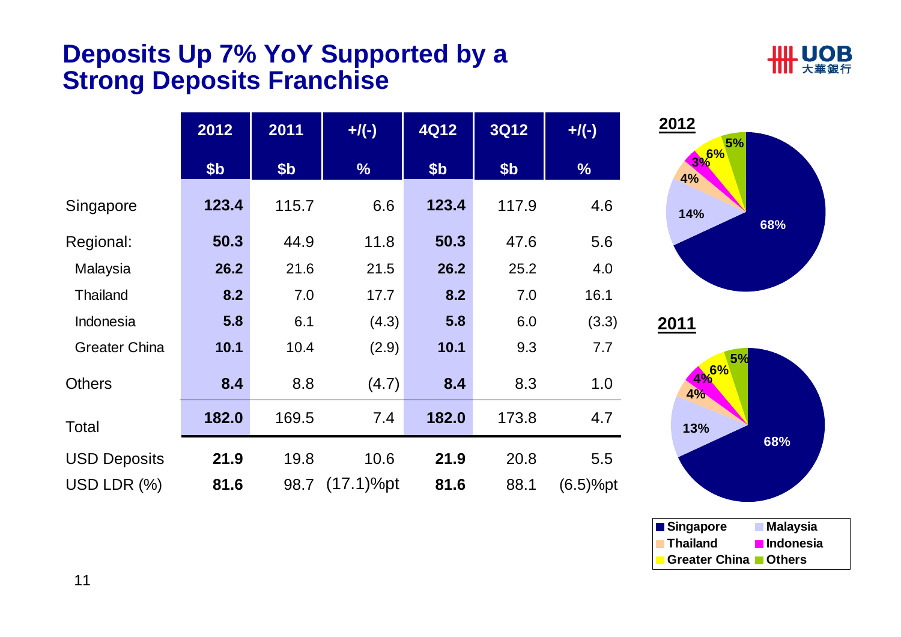# Deposits Up 7% YoY Supported by a Strong Deposits Franchise

| | 2012 | 2011 | +/(-) | 4Q12 | 3Q12 | +/(-) |
|---|---|---|---|---|---|---|
| | $b | $b | % | $b | $b | % |
| Singapore | **123.4** | 115.7 | 6.6 | **123.4** | 117.9 | 4.6 |
| Regional: | **50.3** | 44.9 | 11.8 | **50.3** | 47.6 | 5.6 |
| Malaysia | **26.2** | 21.6 | 21.5 | **26.2** | 25.2 | 4.0 |
| Thailand | **8.2** | 7.0 | 17.7 | **8.2** | 7.0 | 16.1 |
| Indonesia | **5.8** | 6.1 | (4.3) | **5.8** | 6.0 | (3.3) |
| Greater China | **10.1** | 10.4 | (2.9) | **10.1** | 9.3 | 7.7 |
| Others | **8.4** | 8.8 | (4.7) | **8.4** | 8.3 | 1.0 |
| Total | **182.0** | 169.5 | 7.4 | **182.0** | 173.8 | 4.7 |
| USD Deposits | **21.9** | 19.8 | 10.6 | **21.9** | 20.8 | 5.5 |
| USD LDR (%) | **81.6** | 98.7 | (17.1)%pt | **81.6** | 88.1 | (6.5)%pt |

**2012**

| Region | % |
|---|---|
| Singapore | 68% |
| Malaysia | 14% |
| Thailand | 4% |
| Indonesia | 3% |
| Greater China | 6% |
| Others | 5% |

**2011**

| Region | % |
|---|---|
| Singapore | 68% |
| Malaysia | 13% |
| Thailand | 4% |
| Indonesia | 4% |
| Greater China | 6% |
| Others | 5% |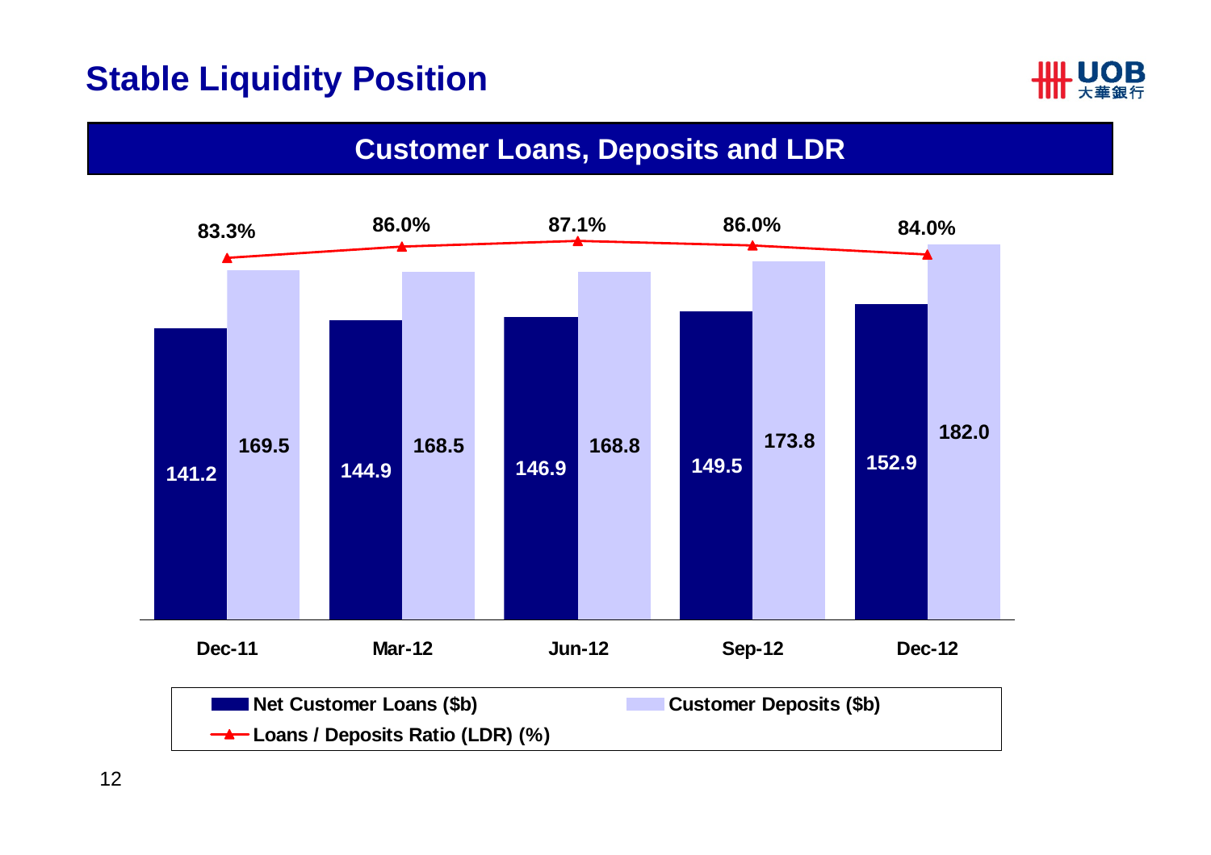# Stable Liquidity Position

## Customer Loans, Deposits and LDR

| | Dec-11 | Mar-12 | Jun-12 | Sep-12 | Dec-12 |
|---|---|---|---|---|---|
| Net Customer Loans ($b) | 141.2 | 144.9 | 146.9 | 149.5 | 152.9 |
| Customer Deposits ($b) | 169.5 | 168.5 | 168.8 | 173.8 | 182.0 |
| Loans / Deposits Ratio (LDR) (%) | 83.3% | 86.0% | 87.1% | 86.0% | 84.0% |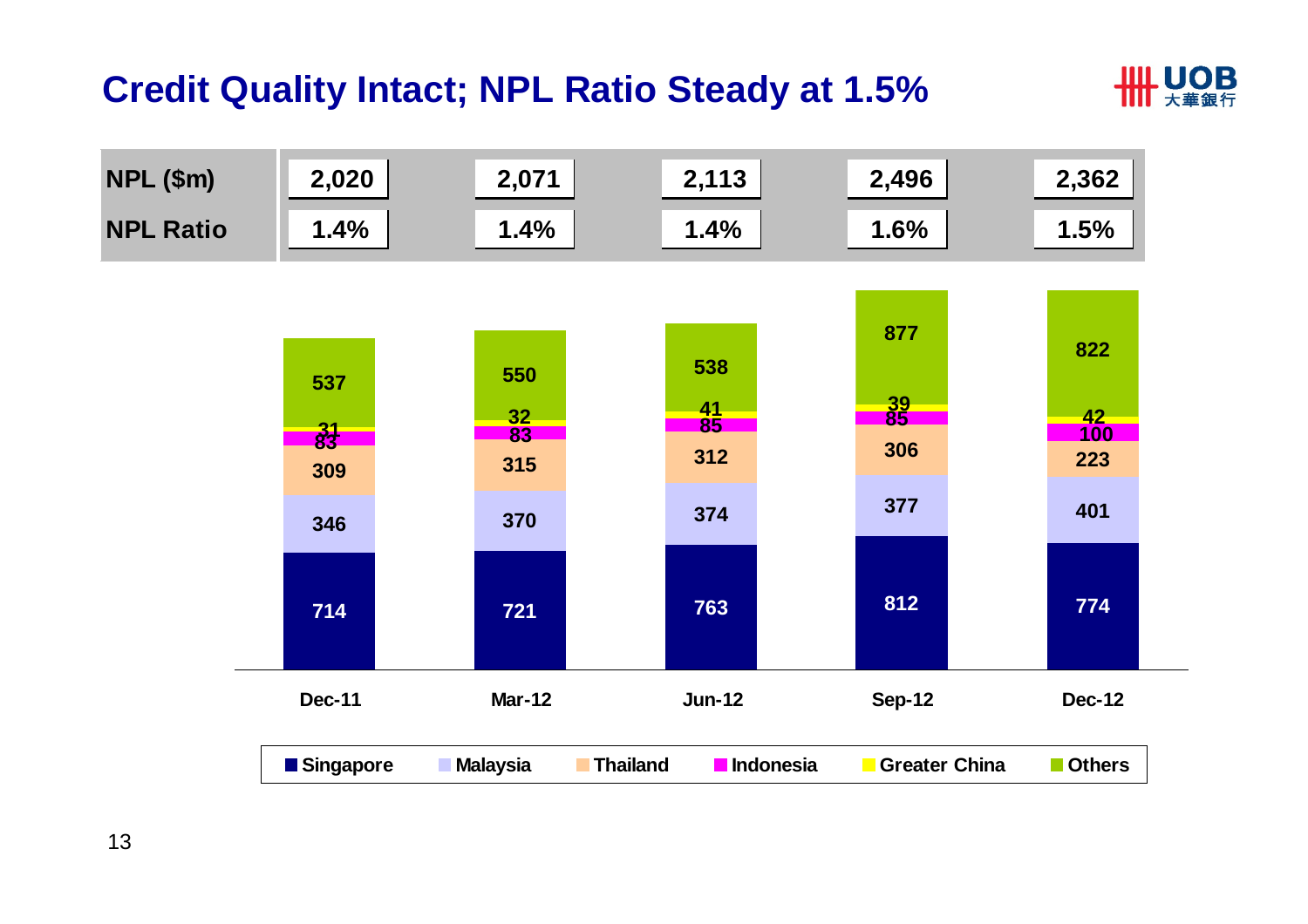# Credit Quality Intact; NPL Ratio Steady at 1.5%

| | Dec-11 | Mar-12 | Jun-12 | Sep-12 | Dec-12 |
|---|---|---|---|---|---|
| NPL ($m) | 2,020 | 2,071 | 2,113 | 2,496 | 2,362 |
| NPL Ratio | 1.4% | 1.4% | 1.4% | 1.6% | 1.5% |

| | Dec-11 | Mar-12 | Jun-12 | Sep-12 | Dec-12 |
|---|---|---|---|---|---|
| Singapore | 714 | 721 | 763 | 812 | 774 |
| Malaysia | 346 | 370 | 374 | 377 | 401 |
| Thailand | 309 | 315 | 312 | 306 | 223 |
| Indonesia | 83 | 83 | 85 | 85 | 100 |
| Greater China | 31 | 32 | 41 | 39 | 42 |
| Others | 537 | 550 | 538 | 877 | 822 |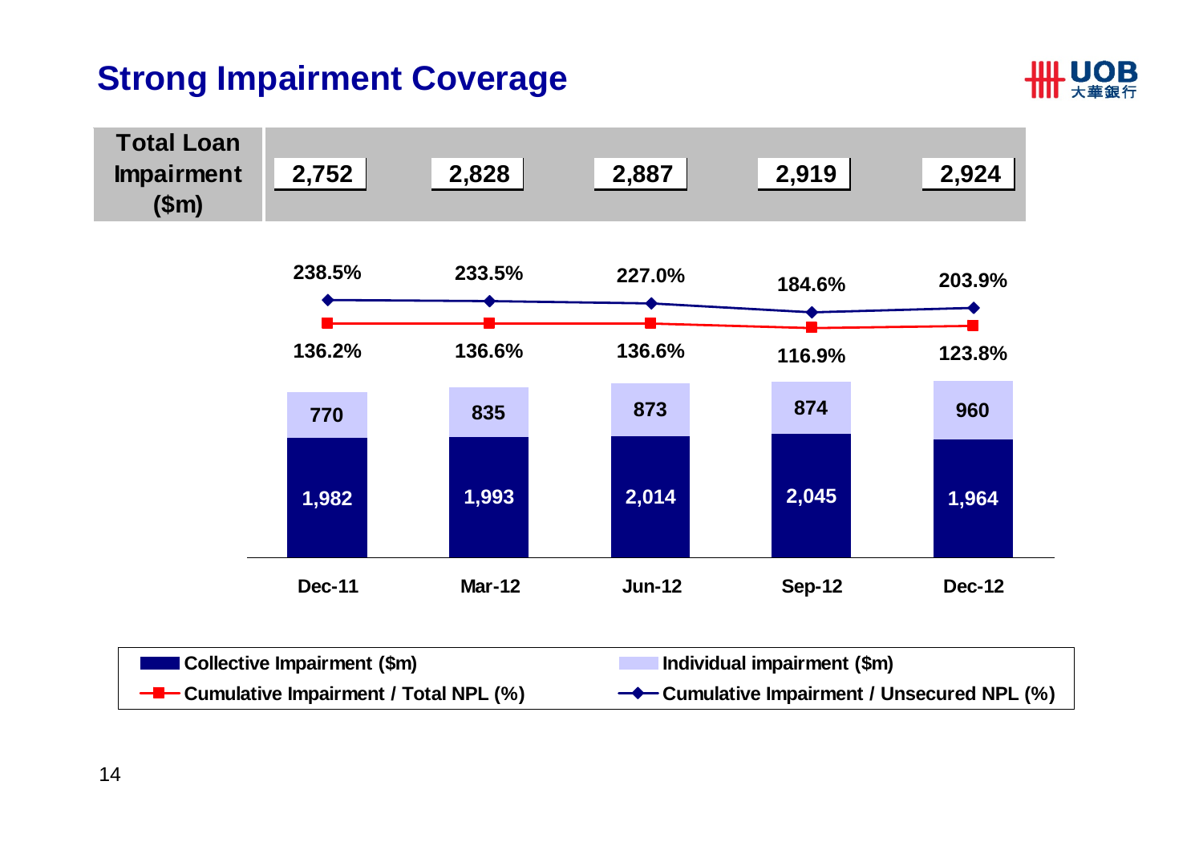# Strong Impairment Coverage

| | Dec-11 | Mar-12 | Jun-12 | Sep-12 | Dec-12 |
|---|---|---|---|---|---|
| Total Loan Impairment ($m) | 2,752 | 2,828 | 2,887 | 2,919 | 2,924 |
| Collective Impairment ($m) | 1,982 | 1,993 | 2,014 | 2,045 | 1,964 |
| Individual impairment ($m) | 770 | 835 | 873 | 874 | 960 |
| Cumulative Impairment / Total NPL (%) | 136.2% | 136.6% | 136.6% | 116.9% | 123.8% |
| Cumulative Impairment / Unsecured NPL (%) | 238.5% | 233.5% | 227.0% | 184.6% | 203.9% |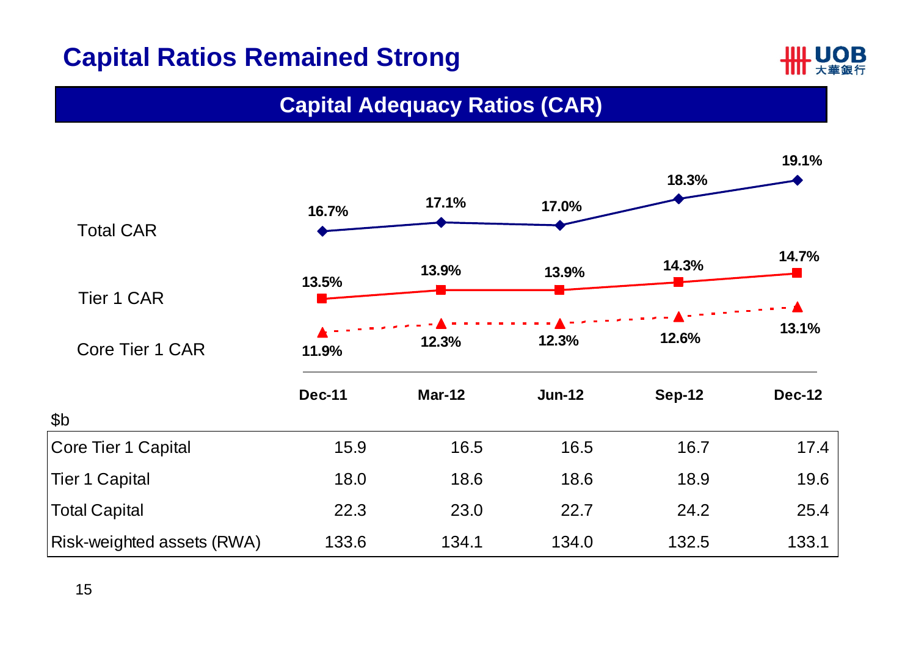# Capital Ratios Remained Strong

## Capital Adequacy Ratios (CAR)

| | Dec-11 | Mar-12 | Jun-12 | Sep-12 | Dec-12 |
|---|---|---|---|---|---|
| Total CAR | 16.7% | 17.1% | 17.0% | 18.3% | 19.1% |
| Tier 1 CAR | 13.5% | 13.9% | 13.9% | 14.3% | 14.7% |
| Core Tier 1 CAR | 11.9% | 12.3% | 12.3% | 12.6% | 13.1% |

$b

| | Dec-11 | Mar-12 | Jun-12 | Sep-12 | Dec-12 |
|---|---|---|---|---|---|
| Core Tier 1 Capital | 15.9 | 16.5 | 16.5 | 16.7 | 17.4 |
| Tier 1 Capital | 18.0 | 18.6 | 18.6 | 18.9 | 19.6 |
| Total Capital | 22.3 | 23.0 | 22.7 | 24.2 | 25.4 |
| Risk-weighted assets (RWA) | 133.6 | 134.1 | 134.0 | 132.5 | 133.1 |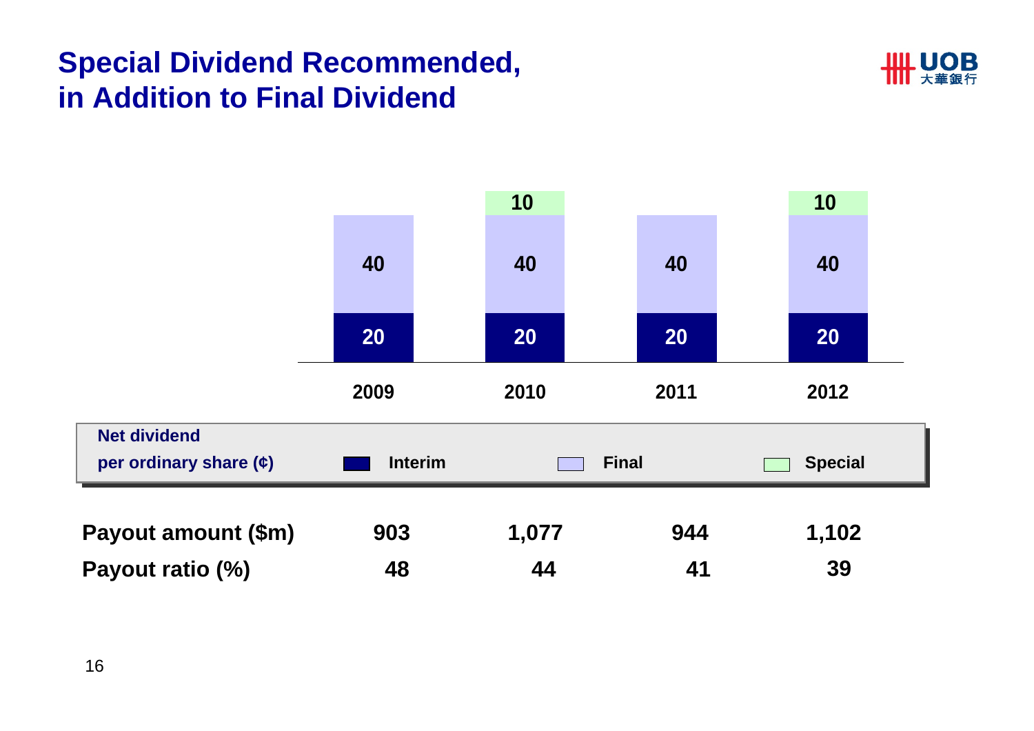# Special Dividend Recommended, in Addition to Final Dividend

Net dividend per ordinary share (¢)

| | 2009 | 2010 | 2011 | 2012 |
|---|---|---|---|---|
| Interim | 20 | 20 | 20 | 20 |
| Final | 40 | 40 | 40 | 40 |
| Special | | 10 | | 10 |
| **Payout amount ($m)** | **903** | **1,077** | **944** | **1,102** |
| **Payout ratio (%)** | **48** | **44** | **41** | **39** |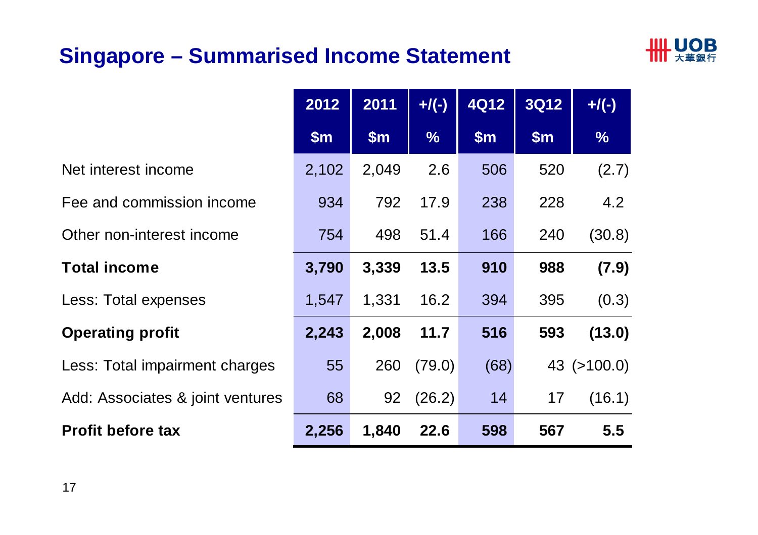# Singapore – Summarised Income Statement

| | 2012<br>$m | 2011<br>$m | +/(-)<br>% | 4Q12<br>$m | 3Q12<br>$m | +/(-)<br>% |
|---|---|---|---|---|---|---|
| Net interest income | 2,102 | 2,049 | 2.6 | 506 | 520 | (2.7) |
| Fee and commission income | 934 | 792 | 17.9 | 238 | 228 | 4.2 |
| Other non-interest income | 754 | 498 | 51.4 | 166 | 240 | (30.8) |
| **Total income** | **3,790** | **3,339** | **13.5** | **910** | **988** | **(7.9)** |
| Less: Total expenses | 1,547 | 1,331 | 16.2 | 394 | 395 | (0.3) |
| **Operating profit** | **2,243** | **2,008** | **11.7** | **516** | **593** | **(13.0)** |
| Less: Total impairment charges | 55 | 260 | (79.0) | (68) | 43 | (>100.0) |
| Add: Associates & joint ventures | 68 | 92 | (26.2) | 14 | 17 | (16.1) |
| **Profit before tax** | **2,256** | **1,840** | **22.6** | **598** | **567** | **5.5** |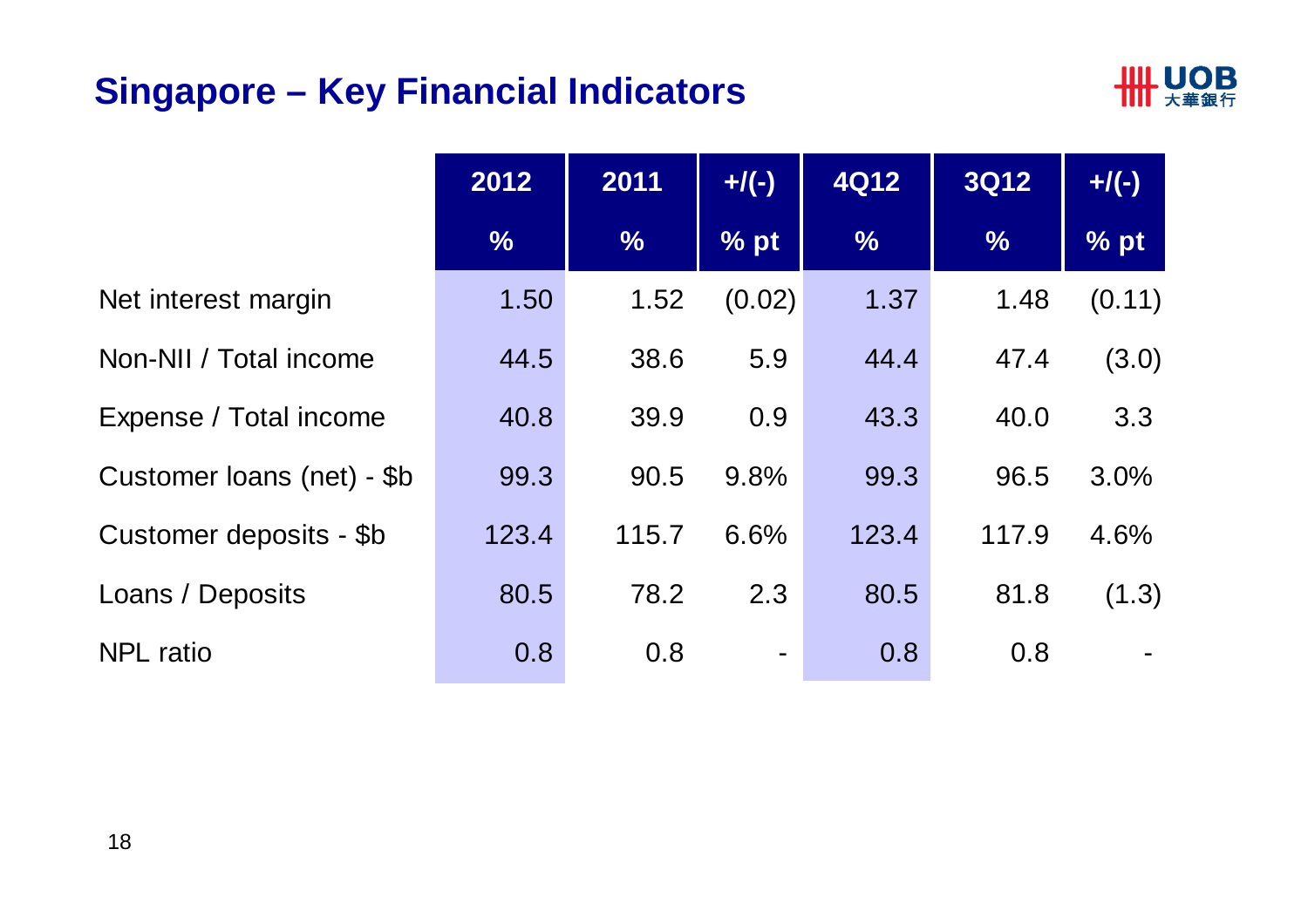# Singapore – Key Financial Indicators

| | 2012 | 2011 | +/(-) | 4Q12 | 3Q12 | +/(-) |
|---|---|---|---|---|---|---|
| | % | % | % pt | % | % | % pt |
| Net interest margin | 1.50 | 1.52 | (0.02) | 1.37 | 1.48 | (0.11) |
| Non-NII / Total income | 44.5 | 38.6 | 5.9 | 44.4 | 47.4 | (3.0) |
| Expense / Total income | 40.8 | 39.9 | 0.9 | 43.3 | 40.0 | 3.3 |
| Customer loans (net) - $b | 99.3 | 90.5 | 9.8% | 99.3 | 96.5 | 3.0% |
| Customer deposits - $b | 123.4 | 115.7 | 6.6% | 123.4 | 117.9 | 4.6% |
| Loans / Deposits | 80.5 | 78.2 | 2.3 | 80.5 | 81.8 | (1.3) |
| NPL ratio | 0.8 | 0.8 | - | 0.8 | 0.8 | - |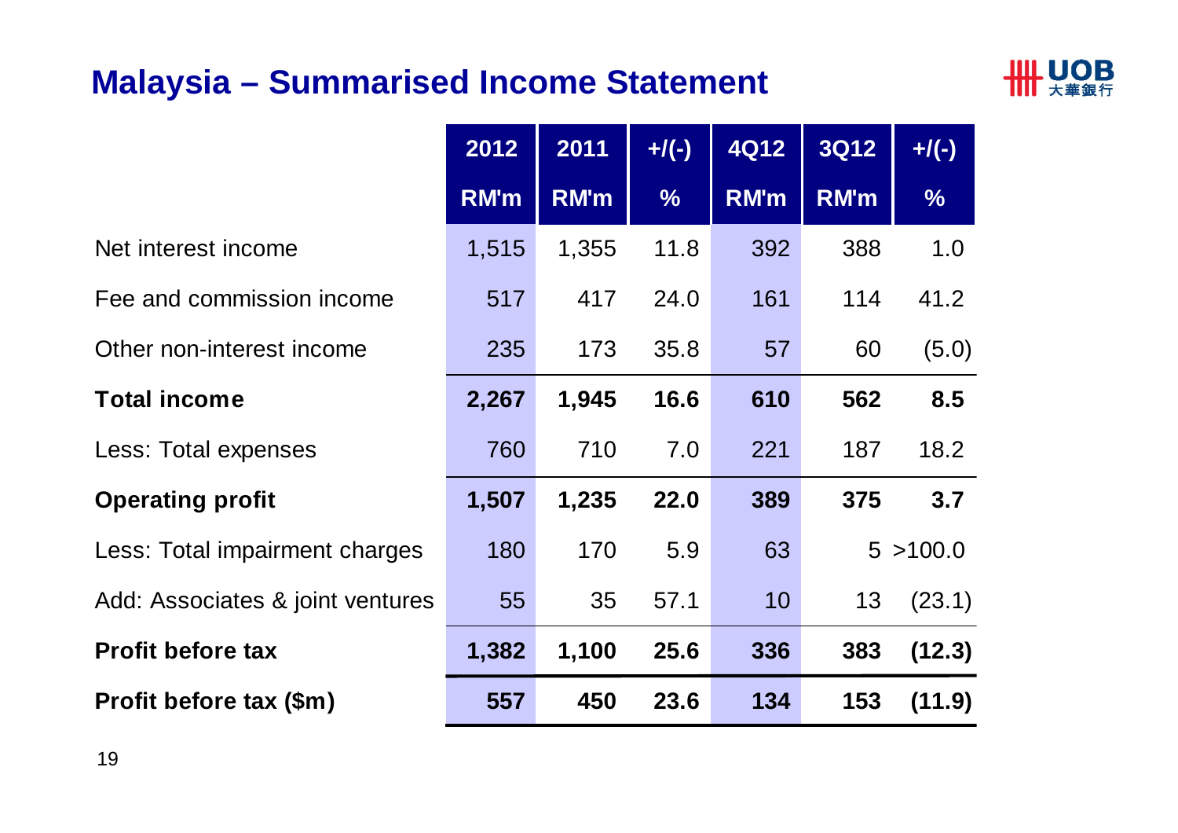# Malaysia – Summarised Income Statement

| | 2012 | 2011 | +/(-) | 4Q12 | 3Q12 | +/(-) |
|---|---|---|---|---|---|---|
| | RM'm | RM'm | % | RM'm | RM'm | % |
| Net interest income | 1,515 | 1,355 | 11.8 | 392 | 388 | 1.0 |
| Fee and commission income | 517 | 417 | 24.0 | 161 | 114 | 41.2 |
| Other non-interest income | 235 | 173 | 35.8 | 57 | 60 | (5.0) |
| **Total income** | **2,267** | **1,945** | **16.6** | **610** | **562** | **8.5** |
| Less: Total expenses | 760 | 710 | 7.0 | 221 | 187 | 18.2 |
| **Operating profit** | **1,507** | **1,235** | **22.0** | **389** | **375** | **3.7** |
| Less: Total impairment charges | 180 | 170 | 5.9 | 63 | 5 | >100.0 |
| Add: Associates & joint ventures | 55 | 35 | 57.1 | 10 | 13 | (23.1) |
| **Profit before tax** | **1,382** | **1,100** | **25.6** | **336** | **383** | **(12.3)** |
| **Profit before tax ($m)** | **557** | **450** | **23.6** | **134** | **153** | **(11.9)** |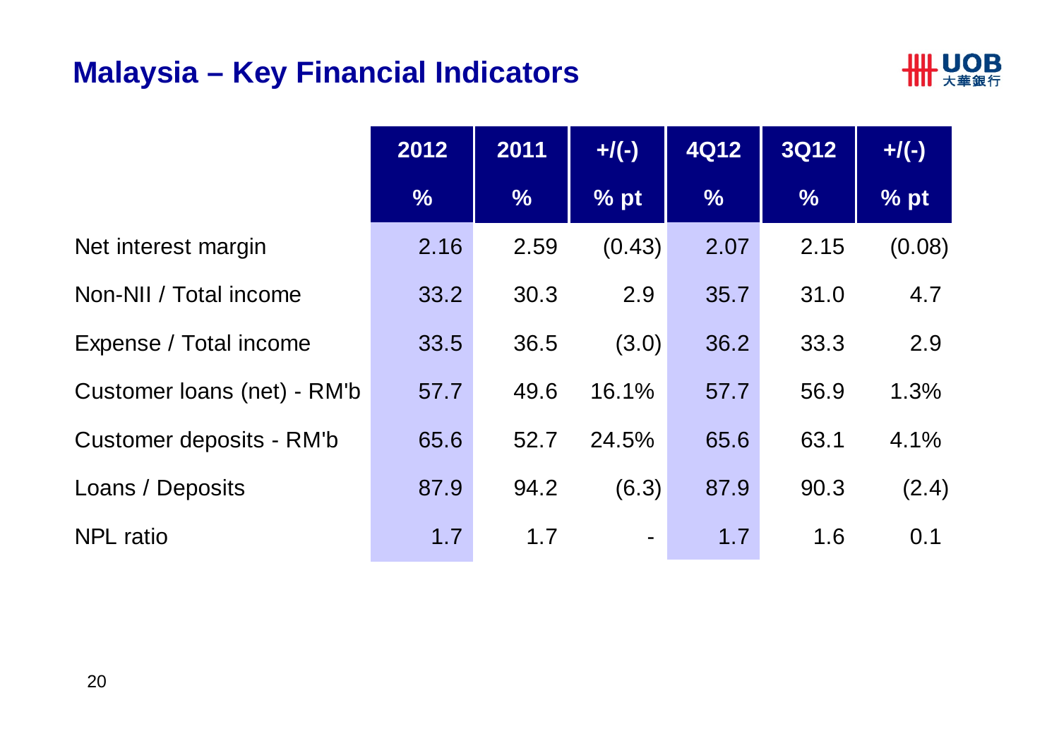# Malaysia – Key Financial Indicators

| | 2012 | 2011 | +/(-) | 4Q12 | 3Q12 | +/(-) |
|---|---|---|---|---|---|---|
| | % | % | % pt | % | % | % pt |
| Net interest margin | 2.16 | 2.59 | (0.43) | 2.07 | 2.15 | (0.08) |
| Non-NII / Total income | 33.2 | 30.3 | 2.9 | 35.7 | 31.0 | 4.7 |
| Expense / Total income | 33.5 | 36.5 | (3.0) | 36.2 | 33.3 | 2.9 |
| Customer loans (net) - RM'b | 57.7 | 49.6 | 16.1% | 57.7 | 56.9 | 1.3% |
| Customer deposits - RM'b | 65.6 | 52.7 | 24.5% | 65.6 | 63.1 | 4.1% |
| Loans / Deposits | 87.9 | 94.2 | (6.3) | 87.9 | 90.3 | (2.4) |
| NPL ratio | 1.7 | 1.7 | - | 1.7 | 1.6 | 0.1 |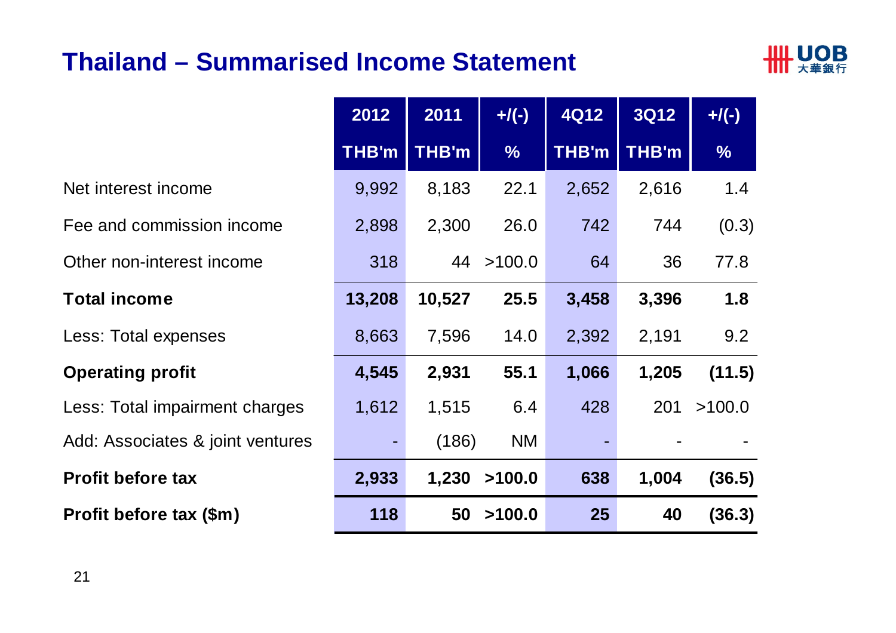# Thailand – Summarised Income Statement

| | 2012 | 2011 | +/(-) | 4Q12 | 3Q12 | +/(-) |
|---|---|---|---|---|---|---|
| | THB'm | THB'm | % | THB'm | THB'm | % |
| Net interest income | 9,992 | 8,183 | 22.1 | 2,652 | 2,616 | 1.4 |
| Fee and commission income | 2,898 | 2,300 | 26.0 | 742 | 744 | (0.3) |
| Other non-interest income | 318 | 44 | >100.0 | 64 | 36 | 77.8 |
| **Total income** | **13,208** | **10,527** | **25.5** | **3,458** | **3,396** | **1.8** |
| Less: Total expenses | 8,663 | 7,596 | 14.0 | 2,392 | 2,191 | 9.2 |
| **Operating profit** | **4,545** | **2,931** | **55.1** | **1,066** | **1,205** | **(11.5)** |
| Less: Total impairment charges | 1,612 | 1,515 | 6.4 | 428 | 201 | >100.0 |
| Add: Associates & joint ventures | - | (186) | NM | - | - | - |
| **Profit before tax** | **2,933** | **1,230** | **>100.0** | **638** | **1,004** | **(36.5)** |
| **Profit before tax ($m)** | **118** | **50** | **>100.0** | **25** | **40** | **(36.3)** |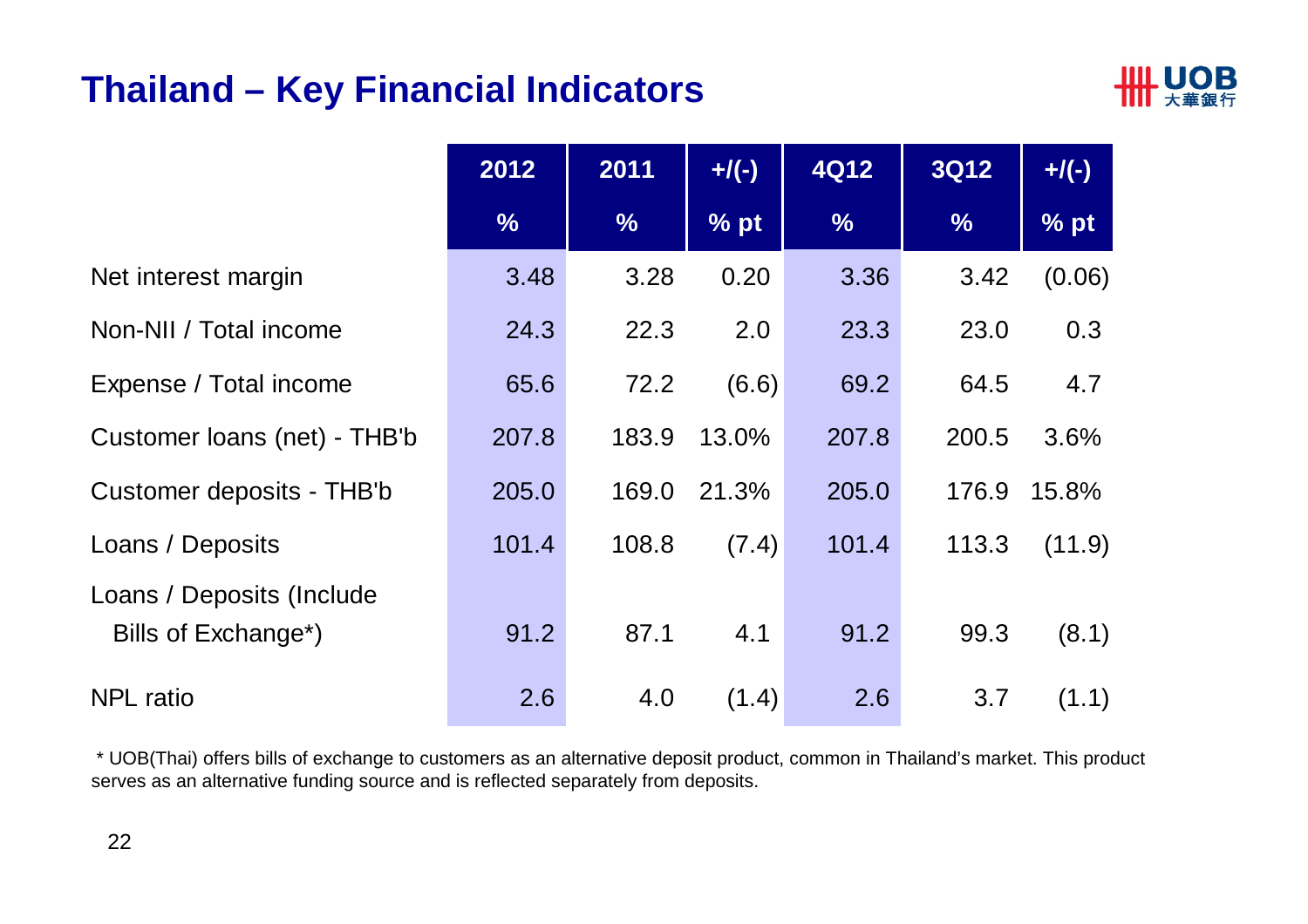# Thailand – Key Financial Indicators

| | 2012 | 2011 | +/(-) | 4Q12 | 3Q12 | +/(-) |
|---|---|---|---|---|---|---|
| | % | % | % pt | % | % | % pt |
| Net interest margin | 3.48 | 3.28 | 0.20 | 3.36 | 3.42 | (0.06) |
| Non-NII / Total income | 24.3 | 22.3 | 2.0 | 23.3 | 23.0 | 0.3 |
| Expense / Total income | 65.6 | 72.2 | (6.6) | 69.2 | 64.5 | 4.7 |
| Customer loans (net) - THB'b | 207.8 | 183.9 | 13.0% | 207.8 | 200.5 | 3.6% |
| Customer deposits - THB'b | 205.0 | 169.0 | 21.3% | 205.0 | 176.9 | 15.8% |
| Loans / Deposits | 101.4 | 108.8 | (7.4) | 101.4 | 113.3 | (11.9) |
| Loans / Deposits (Include Bills of Exchange*) | 91.2 | 87.1 | 4.1 | 91.2 | 99.3 | (8.1) |
| NPL ratio | 2.6 | 4.0 | (1.4) | 2.6 | 3.7 | (1.1) |

* UOB(Thai) offers bills of exchange to customers as an alternative deposit product, common in Thailand's market. This product serves as an alternative funding source and is reflected separately from deposits.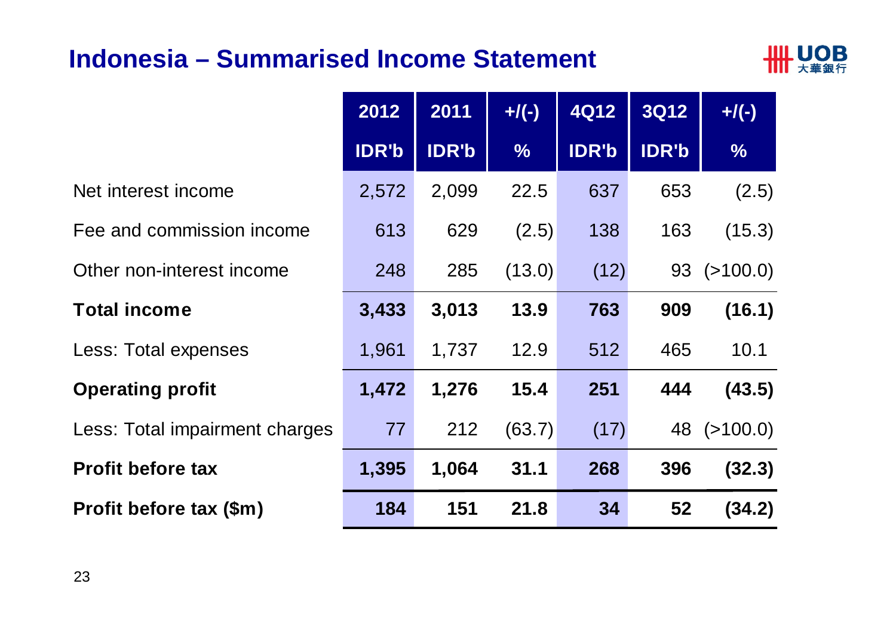# Indonesia – Summarised Income Statement

| | 2012 | 2011 | +/(-) | 4Q12 | 3Q12 | +/(-) |
|---|---|---|---|---|---|---|
| | IDR'b | IDR'b | % | IDR'b | IDR'b | % |
| Net interest income | 2,572 | 2,099 | 22.5 | 637 | 653 | (2.5) |
| Fee and commission income | 613 | 629 | (2.5) | 138 | 163 | (15.3) |
| Other non-interest income | 248 | 285 | (13.0) | (12) | 93 | (>100.0) |
| **Total income** | **3,433** | **3,013** | **13.9** | **763** | **909** | **(16.1)** |
| Less: Total expenses | 1,961 | 1,737 | 12.9 | 512 | 465 | 10.1 |
| **Operating profit** | **1,472** | **1,276** | **15.4** | **251** | **444** | **(43.5)** |
| Less: Total impairment charges | 77 | 212 | (63.7) | (17) | 48 | (>100.0) |
| **Profit before tax** | **1,395** | **1,064** | **31.1** | **268** | **396** | **(32.3)** |
| **Profit before tax ($m)** | **184** | **151** | **21.8** | **34** | **52** | **(34.2)** |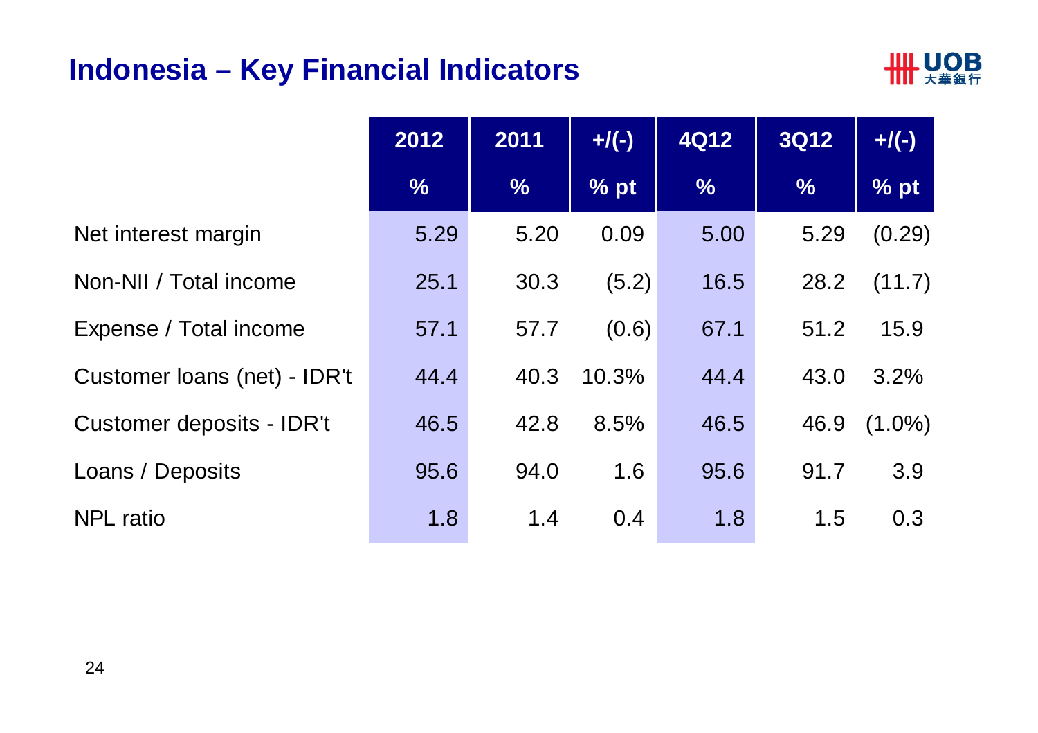# Indonesia – Key Financial Indicators

| | 2012 | 2011 | +/(-) | 4Q12 | 3Q12 | +/(-) |
|---|---|---|---|---|---|---|
| | % | % | % pt | % | % | % pt |
| Net interest margin | 5.29 | 5.20 | 0.09 | 5.00 | 5.29 | (0.29) |
| Non-NII / Total income | 25.1 | 30.3 | (5.2) | 16.5 | 28.2 | (11.7) |
| Expense / Total income | 57.1 | 57.7 | (0.6) | 67.1 | 51.2 | 15.9 |
| Customer loans (net) - IDR't | 44.4 | 40.3 | 10.3% | 44.4 | 43.0 | 3.2% |
| Customer deposits - IDR't | 46.5 | 42.8 | 8.5% | 46.5 | 46.9 | (1.0%) |
| Loans / Deposits | 95.6 | 94.0 | 1.6 | 95.6 | 91.7 | 3.9 |
| NPL ratio | 1.8 | 1.4 | 0.4 | 1.8 | 1.5 | 0.3 |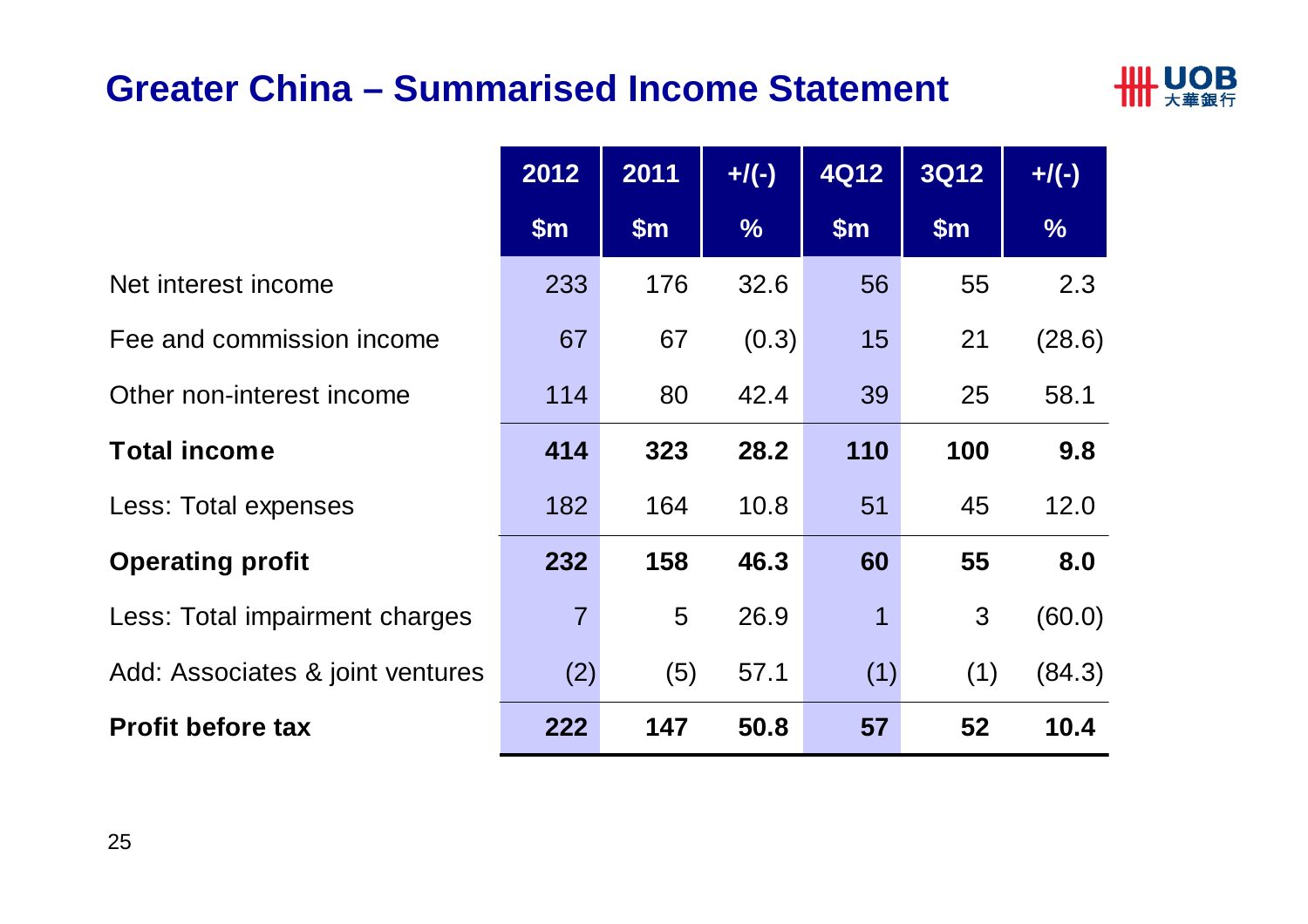# Greater China – Summarised Income Statement

| | 2012 | 2011 | +/(-) | 4Q12 | 3Q12 | +/(-) |
|---|---|---|---|---|---|---|
| | $m | $m | % | $m | $m | % |
| Net interest income | 233 | 176 | 32.6 | 56 | 55 | 2.3 |
| Fee and commission income | 67 | 67 | (0.3) | 15 | 21 | (28.6) |
| Other non-interest income | 114 | 80 | 42.4 | 39 | 25 | 58.1 |
| **Total income** | **414** | **323** | **28.2** | **110** | **100** | **9.8** |
| Less: Total expenses | 182 | 164 | 10.8 | 51 | 45 | 12.0 |
| **Operating profit** | **232** | **158** | **46.3** | **60** | **55** | **8.0** |
| Less: Total impairment charges | 7 | 5 | 26.9 | 1 | 3 | (60.0) |
| Add: Associates & joint ventures | (2) | (5) | 57.1 | (1) | (1) | (84.3) |
| **Profit before tax** | **222** | **147** | **50.8** | **57** | **52** | **10.4** |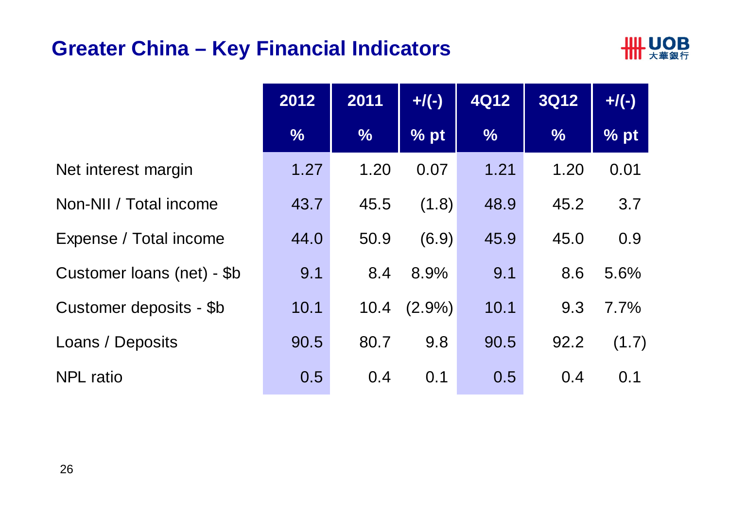# Greater China – Key Financial Indicators

| | 2012 | 2011 | +/(-) | 4Q12 | 3Q12 | +/(-) |
|---|---|---|---|---|---|---|
| | % | % | % pt | % | % | % pt |
| Net interest margin | 1.27 | 1.20 | 0.07 | 1.21 | 1.20 | 0.01 |
| Non-NII / Total income | 43.7 | 45.5 | (1.8) | 48.9 | 45.2 | 3.7 |
| Expense / Total income | 44.0 | 50.9 | (6.9) | 45.9 | 45.0 | 0.9 |
| Customer loans (net) - $b | 9.1 | 8.4 | 8.9% | 9.1 | 8.6 | 5.6% |
| Customer deposits - $b | 10.1 | 10.4 | (2.9%) | 10.1 | 9.3 | 7.7% |
| Loans / Deposits | 90.5 | 80.7 | 9.8 | 90.5 | 92.2 | (1.7) |
| NPL ratio | 0.5 | 0.4 | 0.1 | 0.5 | 0.4 | 0.1 |